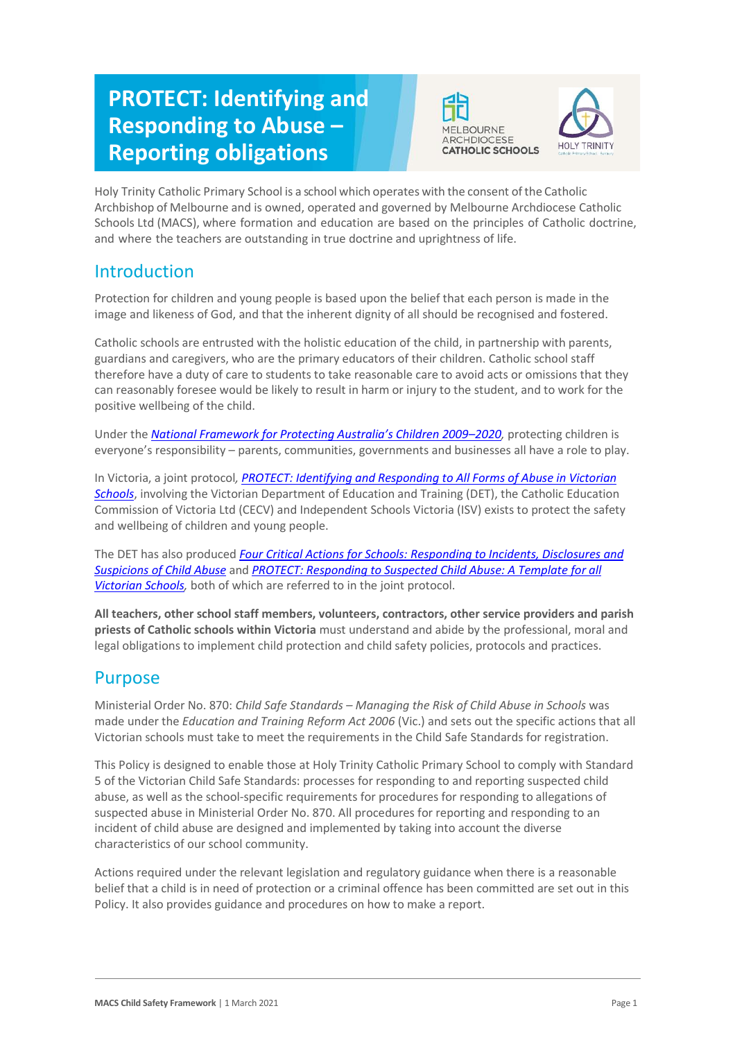# PROTECT: Identifying and Responding to Abuse – Reporting obligations

Holy Trinity Catholic Primary School is a school which operates with the consent of the Catholic Archbishop of Melbourne and is owned, operated and governed by Melbourne Archdiocese Catholic Schools Ltd (MACS), where formation and education are based on the principles of Catholic doctrine, and where the teachers are outstanding in true doctrine and uprightness of life.

## Introduction

Protection for children and young people is based upon the belief that each person is made in the image and likeness of God, and that the inherent dignity of all should be recognised and fostered.

Catholic schools are entrusted with the holistic education of the child, in partnership with parents, guardians and caregivers, who are the primary educators of their children. Catholic school staff therefore have a duty of care to students to take reasonable care to avoid acts or omissions that they can reasonably foresee would be likely to result in harm or injury to the student, and to work for the positive wellbeing of the child.

Under the *National Framework for Protecting Australia's Children 2009–2020*, protecting children is everyone's responsibility – parents, communities, governments and businesses all have a role to play.

In Victoria, a joint protocol, *PROTECT: Identifying and Responding to All Forms of Abuse in Victorian Schools*, involving the Victorian Department of Education and Training (DET), the Catholic Education Commission of Victoria Ltd (CECV) and Independent Schools Victoria (ISV) exists to protect the safety and wellbeing of children and young people.

The DET has also produced *Four Critical Actions for Schools: Responding to Incidents, Disclosures and Suspicions of Child Abuse* and *PROTECT: Responding to Suspected Child Abuse: A Template for all Victorian Schools*, both of which are referred to in the joint protocol.

**All teachers, other school staff members, volunteers, contractors, other service providers and parish priests of Catholic schools within Victoria** must understand and abide by the professional, moral and legal obligations to implement child protection and child safety policies, protocols and practices.

## Purpose

Ministerial Order No. 870: *Child Safe Standards – Managing the Risk of Child Abuse in Schools* was made under the *Education and Training Reform Act 2006* (Vic.) and sets out the specific actions that all Victorian schools must take to meet the requirements in the Child Safe Standards for registration.

This Policy is designed to enable those at Holy Trinity Catholic Primary School to comply with Standard 5 of the Victorian Child Safe Standards: processes for responding to and reporting suspected child abuse, as well as the school-specific requirements for procedures for responding to allegations of suspected abuse in Ministerial Order No. 870. All procedures for reporting and responding to an incident of child abuse are designed and implemented by taking into account the diverse characteristics of our school community.

Actions required under the relevant legislation and regulatory guidance when there is a reasonable belief that a child is in need of protection or a criminal offence has been committed are set out in this Policy. It also provides guidance and procedures on how to make a report.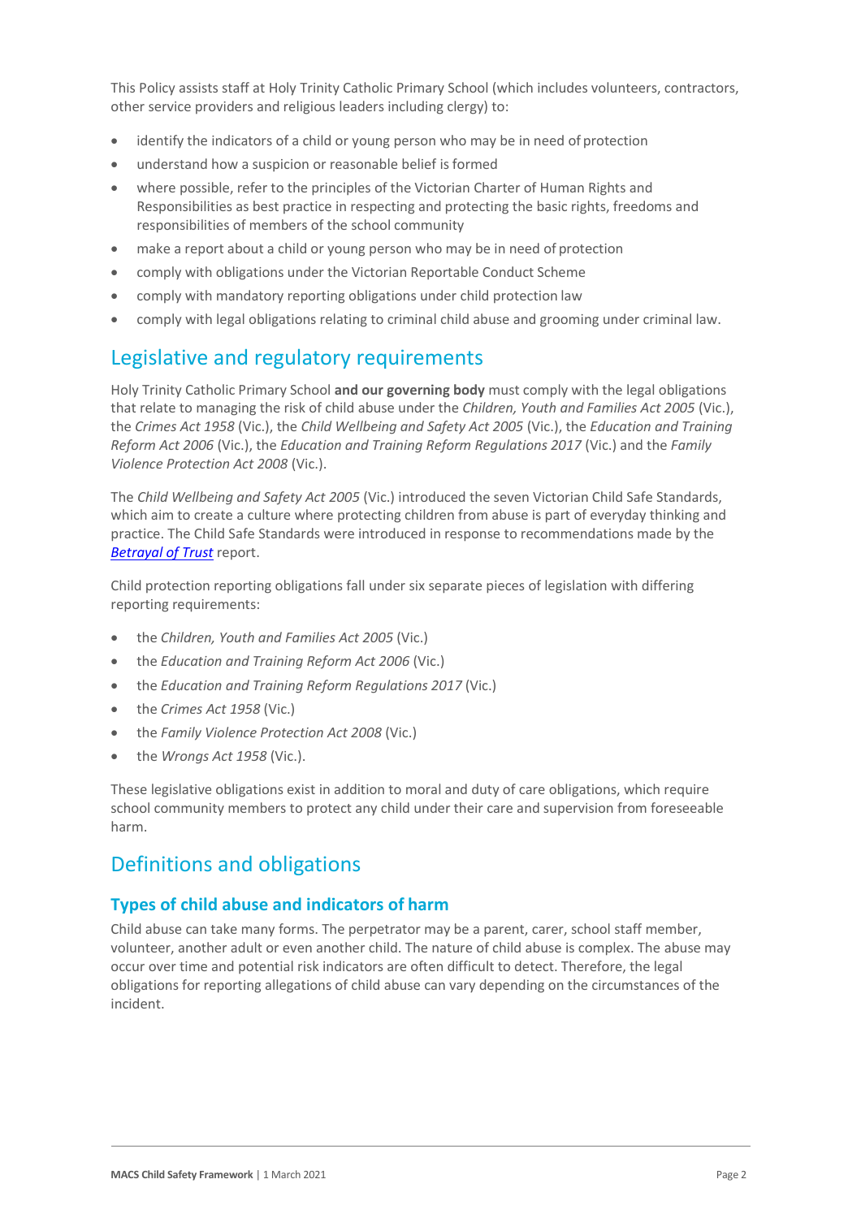This Policy assists staff at Holy Trinity Catholic Primary School (which includes volunteers, contractors, other service providers and religious leaders including clergy) to:

- identify the indicators of a child or young person who may be in need of protection
- understand how a suspicion or reasonable belief is formed
- where possible, refer to the principles of the Victorian Charter of Human Rights and Responsibilities as best practice in respecting and protecting the basic rights, freedoms and responsibilities of members of the school community
- make a report about a child or young person who may be in need of protection
- comply with obligations under the Victorian Reportable Conduct Scheme
- comply with mandatory reporting obligations under child protection law
- comply with legal obligations relating to criminal child abuse and grooming under criminal law.

## Legislative and regulatory requirements

Holy Trinity Catholic Primary School **and our governing body** must comply with the legal obligations that relate to managing the risk of child abuse under the *Children, Youth and Families Act 2005* (Vic.), the *Crimes Act 1958* (Vic.), the *Child Wellbeing and Safety Act 2005* (Vic.), the *Education and Training Reform Act 2006* (Vic.), the *Education and Training Reform Regulations 2017* (Vic.) and the *Family Violence Protection Act 2008* (Vic.).

The *Child Wellbeing and Safety Act 2005* (Vic.) introduced the seven Victorian Child Safe Standards, which aim to create a culture where protecting children from abuse is part of everyday thinking and practice. The Child Safe Standards were introduced in response to recommendations made by the ***Betrayal of Trust*** report.

Child protection reporting obligations fall under six separate pieces of legislation with differing reporting requirements:

- the *Children, Youth and Families Act 2005* (Vic.)
- the *Education and Training Reform Act 2006* (Vic.)
- the *Education and Training Reform Regulations 2017* (Vic.)
- the *Crimes Act 1958* (Vic.)
- the *Family Violence Protection Act 2008* (Vic.)
- the *Wrongs Act 1958* (Vic.).

These legislative obligations exist in addition to moral and duty of care obligations, which require school community members to protect any child under their care and supervision from foreseeable harm.

## Definitions and obligations

### Types of child abuse and indicators of harm

Child abuse can take many forms. The perpetrator may be a parent, carer, school staff member, volunteer, another adult or even another child. The nature of child abuse is complex. The abuse may occur over time and potential risk indicators are often difficult to detect. Therefore, the legal obligations for reporting allegations of child abuse can vary depending on the circumstances of the incident.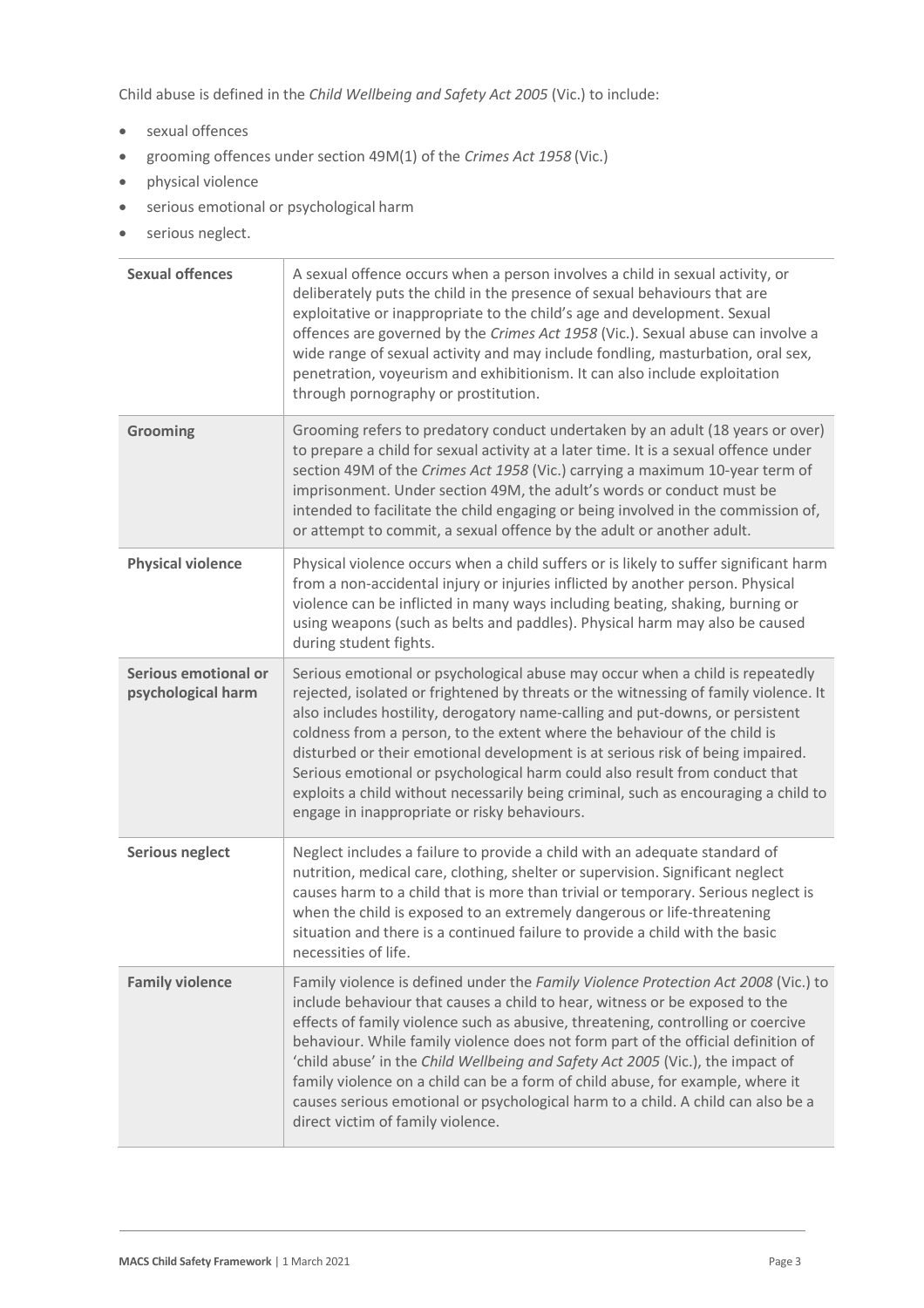Child abuse is defined in the *Child Wellbeing and Safety Act 2005* (Vic.) to include:

- sexual offences
- grooming offences under section 49M(1) of the *Crimes Act 1958* (Vic.)
- physical violence
- serious emotional or psychological harm
- serious neglect.

| | |
|---|---|
| **Sexual offences** | A sexual offence occurs when a person involves a child in sexual activity, or deliberately puts the child in the presence of sexual behaviours that are exploitative or inappropriate to the child's age and development. Sexual offences are governed by the *Crimes Act 1958* (Vic.). Sexual abuse can involve a wide range of sexual activity and may include fondling, masturbation, oral sex, penetration, voyeurism and exhibitionism. It can also include exploitation through pornography or prostitution. |
| **Grooming** | Grooming refers to predatory conduct undertaken by an adult (18 years or over) to prepare a child for sexual activity at a later time. It is a sexual offence under section 49M of the *Crimes Act 1958* (Vic.) carrying a maximum 10-year term of imprisonment. Under section 49M, the adult's words or conduct must be intended to facilitate the child engaging or being involved in the commission of, or attempt to commit, a sexual offence by the adult or another adult. |
| **Physical violence** | Physical violence occurs when a child suffers or is likely to suffer significant harm from a non-accidental injury or injuries inflicted by another person. Physical violence can be inflicted in many ways including beating, shaking, burning or using weapons (such as belts and paddles). Physical harm may also be caused during student fights. |
| **Serious emotional or psychological harm** | Serious emotional or psychological abuse may occur when a child is repeatedly rejected, isolated or frightened by threats or the witnessing of family violence. It also includes hostility, derogatory name-calling and put-downs, or persistent coldness from a person, to the extent where the behaviour of the child is disturbed or their emotional development is at serious risk of being impaired. Serious emotional or psychological harm could also result from conduct that exploits a child without necessarily being criminal, such as encouraging a child to engage in inappropriate or risky behaviours. |
| **Serious neglect** | Neglect includes a failure to provide a child with an adequate standard of nutrition, medical care, clothing, shelter or supervision. Significant neglect causes harm to a child that is more than trivial or temporary. Serious neglect is when the child is exposed to an extremely dangerous or life-threatening situation and there is a continued failure to provide a child with the basic necessities of life. |
| **Family violence** | Family violence is defined under the *Family Violence Protection Act 2008* (Vic.) to include behaviour that causes a child to hear, witness or be exposed to the effects of family violence such as abusive, threatening, controlling or coercive behaviour. While family violence does not form part of the official definition of 'child abuse' in the *Child Wellbeing and Safety Act 2005* (Vic.), the impact of family violence on a child can be a form of child abuse, for example, where it causes serious emotional or psychological harm to a child. A child can also be a direct victim of family violence. |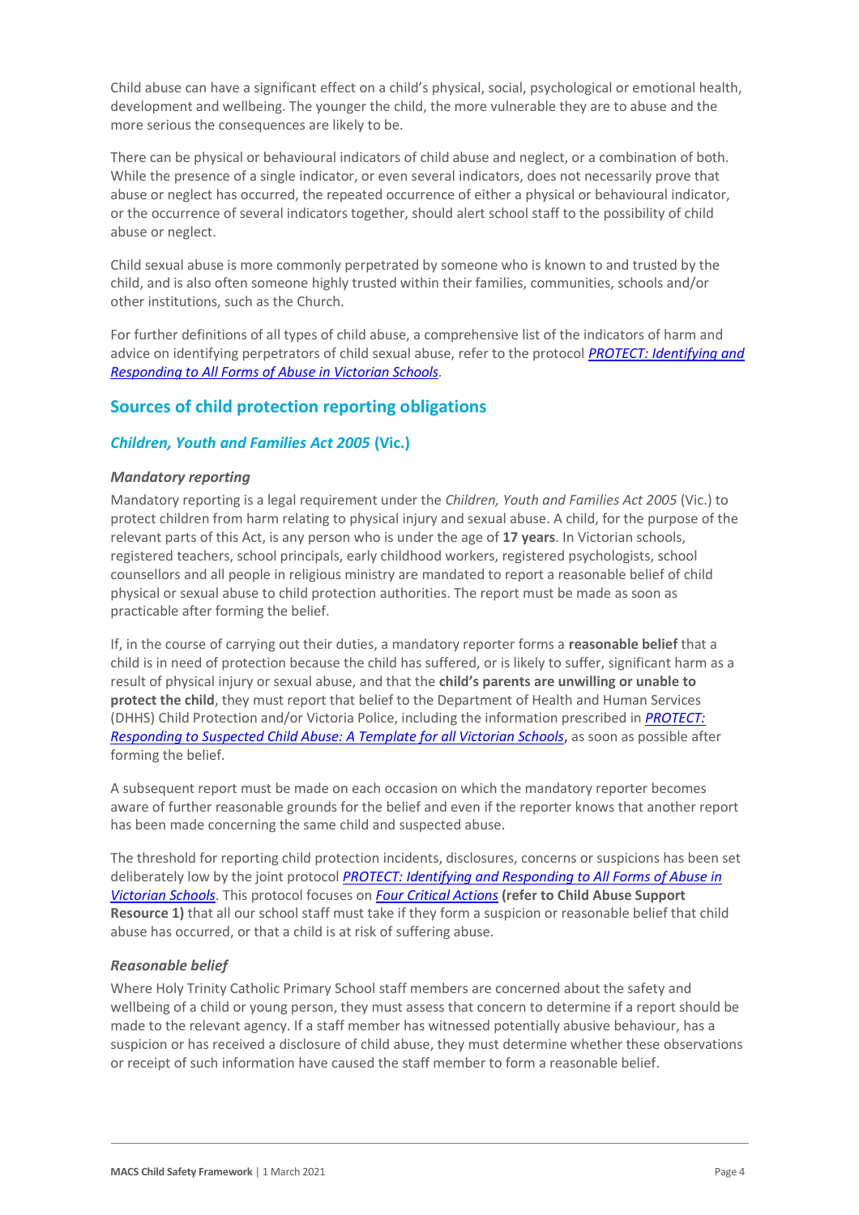Child abuse can have a significant effect on a child's physical, social, psychological or emotional health, development and wellbeing. The younger the child, the more vulnerable they are to abuse and the more serious the consequences are likely to be.

There can be physical or behavioural indicators of child abuse and neglect, or a combination of both. While the presence of a single indicator, or even several indicators, does not necessarily prove that abuse or neglect has occurred, the repeated occurrence of either a physical or behavioural indicator, or the occurrence of several indicators together, should alert school staff to the possibility of child abuse or neglect.

Child sexual abuse is more commonly perpetrated by someone who is known to and trusted by the child, and is also often someone highly trusted within their families, communities, schools and/or other institutions, such as the Church.

For further definitions of all types of child abuse, a comprehensive list of the indicators of harm and advice on identifying perpetrators of child sexual abuse, refer to the protocol *PROTECT: Identifying and Responding to All Forms of Abuse in Victorian Schools*.

## Sources of child protection reporting obligations

### *Children, Youth and Families Act 2005* (Vic.)

#### *Mandatory reporting*

Mandatory reporting is a legal requirement under the *Children, Youth and Families Act 2005* (Vic.) to protect children from harm relating to physical injury and sexual abuse. A child, for the purpose of the relevant parts of this Act, is any person who is under the age of **17 years**. In Victorian schools, registered teachers, school principals, early childhood workers, registered psychologists, school counsellors and all people in religious ministry are mandated to report a reasonable belief of child physical or sexual abuse to child protection authorities. The report must be made as soon as practicable after forming the belief.

If, in the course of carrying out their duties, a mandatory reporter forms a **reasonable belief** that a child is in need of protection because the child has suffered, or is likely to suffer, significant harm as a result of physical injury or sexual abuse, and that the **child's parents are unwilling or unable to protect the child**, they must report that belief to the Department of Health and Human Services (DHHS) Child Protection and/or Victoria Police, including the information prescribed in *PROTECT: Responding to Suspected Child Abuse: A Template for all Victorian Schools*, as soon as possible after forming the belief.

A subsequent report must be made on each occasion on which the mandatory reporter becomes aware of further reasonable grounds for the belief and even if the reporter knows that another report has been made concerning the same child and suspected abuse.

The threshold for reporting child protection incidents, disclosures, concerns or suspicions has been set deliberately low by the joint protocol *PROTECT: Identifying and Responding to All Forms of Abuse in Victorian Schools*. This protocol focuses on *Four Critical Actions* **(refer to Child Abuse Support Resource 1)** that all our school staff must take if they form a suspicion or reasonable belief that child abuse has occurred, or that a child is at risk of suffering abuse.

#### *Reasonable belief*

Where Holy Trinity Catholic Primary School staff members are concerned about the safety and wellbeing of a child or young person, they must assess that concern to determine if a report should be made to the relevant agency. If a staff member has witnessed potentially abusive behaviour, has a suspicion or has received a disclosure of child abuse, they must determine whether these observations or receipt of such information have caused the staff member to form a reasonable belief.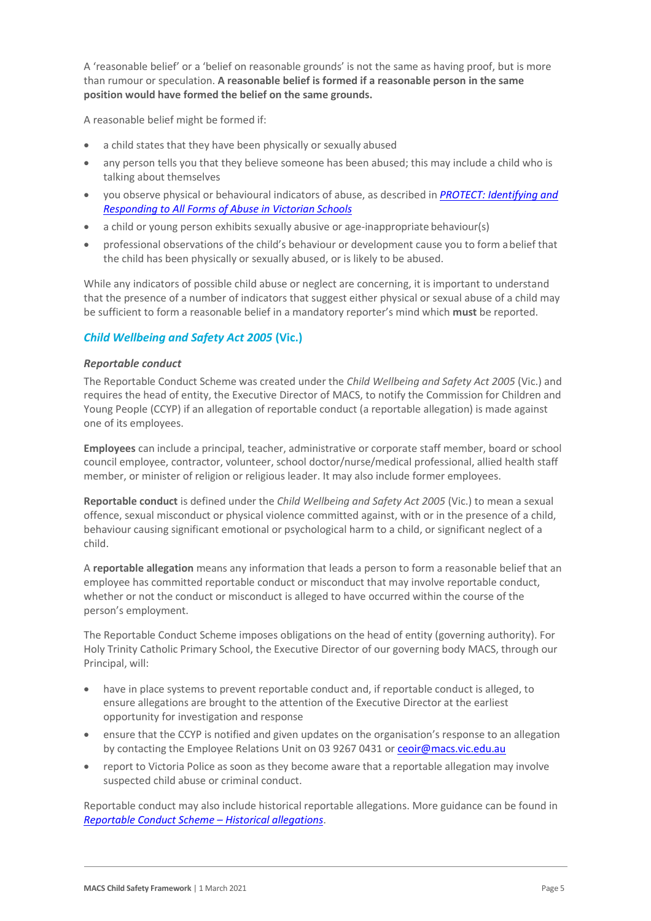A 'reasonable belief' or a 'belief on reasonable grounds' is not the same as having proof, but is more than rumour or speculation. **A reasonable belief is formed if a reasonable person in the same position would have formed the belief on the same grounds.**

A reasonable belief might be formed if:

- a child states that they have been physically or sexually abused
- any person tells you that they believe someone has been abused; this may include a child who is talking about themselves
- you observe physical or behavioural indicators of abuse, as described in [*PROTECT: Identifying and Responding to All Forms of Abuse in Victorian Schools*]
- a child or young person exhibits sexually abusive or age-inappropriate behaviour(s)
- professional observations of the child's behaviour or development cause you to form a belief that the child has been physically or sexually abused, or is likely to be abused.

While any indicators of possible child abuse or neglect are concerning, it is important to understand that the presence of a number of indicators that suggest either physical or sexual abuse of a child may be sufficient to form a reasonable belief in a mandatory reporter's mind which **must** be reported.

### *Child Wellbeing and Safety Act 2005* (Vic.)

#### *Reportable conduct*

The Reportable Conduct Scheme was created under the *Child Wellbeing and Safety Act 2005* (Vic.) and requires the head of entity, the Executive Director of MACS, to notify the Commission for Children and Young People (CCYP) if an allegation of reportable conduct (a reportable allegation) is made against one of its employees.

**Employees** can include a principal, teacher, administrative or corporate staff member, board or school council employee, contractor, volunteer, school doctor/nurse/medical professional, allied health staff member, or minister of religion or religious leader. It may also include former employees.

**Reportable conduct** is defined under the *Child Wellbeing and Safety Act 2005* (Vic.) to mean a sexual offence, sexual misconduct or physical violence committed against, with or in the presence of a child, behaviour causing significant emotional or psychological harm to a child, or significant neglect of a child.

A **reportable allegation** means any information that leads a person to form a reasonable belief that an employee has committed reportable conduct or misconduct that may involve reportable conduct, whether or not the conduct or misconduct is alleged to have occurred within the course of the person's employment.

The Reportable Conduct Scheme imposes obligations on the head of entity (governing authority). For Holy Trinity Catholic Primary School, the Executive Director of our governing body MACS, through our Principal, will:

- have in place systems to prevent reportable conduct and, if reportable conduct is alleged, to ensure allegations are brought to the attention of the Executive Director at the earliest opportunity for investigation and response
- ensure that the CCYP is notified and given updates on the organisation's response to an allegation by contacting the Employee Relations Unit on 03 9267 0431 or ceoir@macs.vic.edu.au
- report to Victoria Police as soon as they become aware that a reportable allegation may involve suspected child abuse or criminal conduct.

Reportable conduct may also include historical reportable allegations. More guidance can be found in [*Reportable Conduct Scheme – Historical allegations*].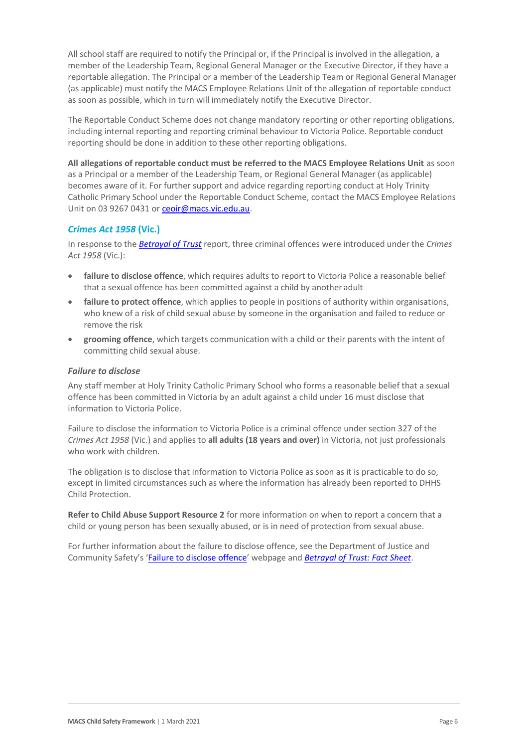All school staff are required to notify the Principal or, if the Principal is involved in the allegation, a member of the Leadership Team, Regional General Manager or the Executive Director, if they have a reportable allegation. The Principal or a member of the Leadership Team or Regional General Manager (as applicable) must notify the MACS Employee Relations Unit of the allegation of reportable conduct as soon as possible, which in turn will immediately notify the Executive Director.

The Reportable Conduct Scheme does not change mandatory reporting or other reporting obligations, including internal reporting and reporting criminal behaviour to Victoria Police. Reportable conduct reporting should be done in addition to these other reporting obligations.

**All allegations of reportable conduct must be referred to the MACS Employee Relations Unit** as soon as a Principal or a member of the Leadership Team, or Regional General Manager (as applicable) becomes aware of it. For further support and advice regarding reporting conduct at Holy Trinity Catholic Primary School under the Reportable Conduct Scheme, contact the MACS Employee Relations Unit on 03 9267 0431 or ceoir@macs.vic.edu.au.

### *Crimes Act 1958* (Vic.)

In response to the ***Betrayal of Trust*** report, three criminal offences were introduced under the *Crimes Act 1958* (Vic.):

- **failure to disclose offence**, which requires adults to report to Victoria Police a reasonable belief that a sexual offence has been committed against a child by another adult
- **failure to protect offence**, which applies to people in positions of authority within organisations, who knew of a risk of child sexual abuse by someone in the organisation and failed to reduce or remove the risk
- **grooming offence**, which targets communication with a child or their parents with the intent of committing child sexual abuse.

#### *Failure to disclose*

Any staff member at Holy Trinity Catholic Primary School who forms a reasonable belief that a sexual offence has been committed in Victoria by an adult against a child under 16 must disclose that information to Victoria Police.

Failure to disclose the information to Victoria Police is a criminal offence under section 327 of the *Crimes Act 1958* (Vic.) and applies to **all adults (18 years and over)** in Victoria, not just professionals who work with children.

The obligation is to disclose that information to Victoria Police as soon as it is practicable to do so, except in limited circumstances such as where the information has already been reported to DHHS Child Protection.

**Refer to Child Abuse Support Resource 2** for more information on when to report a concern that a child or young person has been sexually abused, or is in need of protection from sexual abuse.

For further information about the failure to disclose offence, see the Department of Justice and Community Safety's 'Failure to disclose offence' webpage and ***Betrayal of Trust: Fact Sheet***.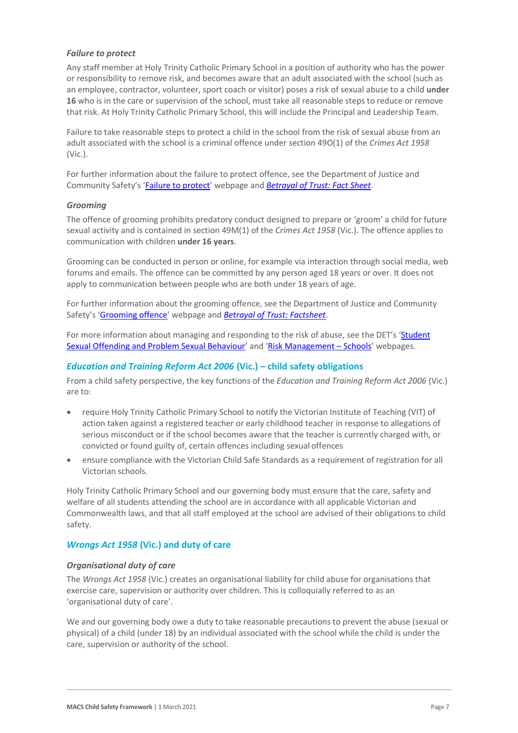#### *Failure to protect*

Any staff member at Holy Trinity Catholic Primary School in a position of authority who has the power or responsibility to remove risk, and becomes aware that an adult associated with the school (such as an employee, contractor, volunteer, sport coach or visitor) poses a risk of sexual abuse to a child **under 16** who is in the care or supervision of the school, must take all reasonable steps to reduce or remove that risk. At Holy Trinity Catholic Primary School, this will include the Principal and Leadership Team.

Failure to take reasonable steps to protect a child in the school from the risk of sexual abuse from an adult associated with the school is a criminal offence under section 49O(1) of the *Crimes Act 1958* (Vic.).

For further information about the failure to protect offence, see the Department of Justice and Community Safety's '[Failure to protect](#)' webpage and [*Betrayal of Trust: Fact Sheet*](#).

#### *Grooming*

The offence of grooming prohibits predatory conduct designed to prepare or 'groom' a child for future sexual activity and is contained in section 49M(1) of the *Crimes Act 1958* (Vic.). The offence applies to communication with children **under 16 years**.

Grooming can be conducted in person or online, for example via interaction through social media, web forums and emails. The offence can be committed by any person aged 18 years or over. It does not apply to communication between people who are both under 18 years of age.

For further information about the grooming offence, see the Department of Justice and Community Safety's '[Grooming offence](#)' webpage and [*Betrayal of Trust: Factsheet*](#).

For more information about managing and responding to the risk of abuse, see the DET's '[Student Sexual Offending and Problem Sexual Behaviour](#)' and '[Risk Management – Schools](#)' webpages.

### *Education and Training Reform Act 2006* (Vic.) – child safety obligations

From a child safety perspective, the key functions of the *Education and Training Reform Act 2006* (Vic.) are to:

- require Holy Trinity Catholic Primary School to notify the Victorian Institute of Teaching (VIT) of action taken against a registered teacher or early childhood teacher in response to allegations of serious misconduct or if the school becomes aware that the teacher is currently charged with, or convicted or found guilty of, certain offences including sexual offences
- ensure compliance with the Victorian Child Safe Standards as a requirement of registration for all Victorian schools.

Holy Trinity Catholic Primary School and our governing body must ensure that the care, safety and welfare of all students attending the school are in accordance with all applicable Victorian and Commonwealth laws, and that all staff employed at the school are advised of their obligations to child safety.

### *Wrongs Act 1958* (Vic.) and duty of care

#### *Organisational duty of care*

The *Wrongs Act 1958* (Vic.) creates an organisational liability for child abuse for organisations that exercise care, supervision or authority over children. This is colloquially referred to as an 'organisational duty of care'.

We and our governing body owe a duty to take reasonable precautions to prevent the abuse (sexual or physical) of a child (under 18) by an individual associated with the school while the child is under the care, supervision or authority of the school.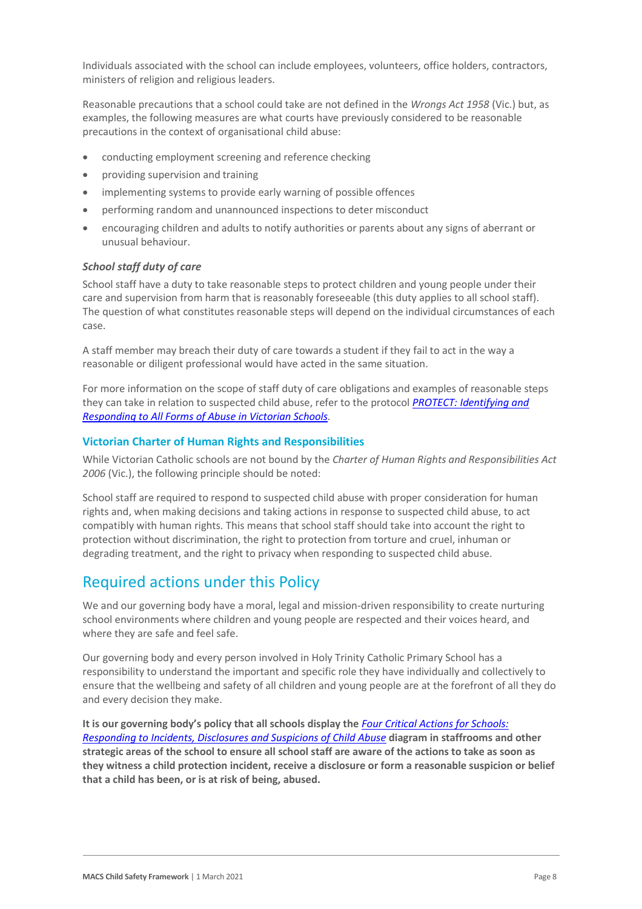Individuals associated with the school can include employees, volunteers, office holders, contractors, ministers of religion and religious leaders.

Reasonable precautions that a school could take are not defined in the *Wrongs Act 1958* (Vic.) but, as examples, the following measures are what courts have previously considered to be reasonable precautions in the context of organisational child abuse:

- conducting employment screening and reference checking
- providing supervision and training
- implementing systems to provide early warning of possible offences
- performing random and unannounced inspections to deter misconduct
- encouraging children and adults to notify authorities or parents about any signs of aberrant or unusual behaviour.

#### *School staff duty of care*

School staff have a duty to take reasonable steps to protect children and young people under their care and supervision from harm that is reasonably foreseeable (this duty applies to all school staff). The question of what constitutes reasonable steps will depend on the individual circumstances of each case.

A staff member may breach their duty of care towards a student if they fail to act in the way a reasonable or diligent professional would have acted in the same situation.

For more information on the scope of staff duty of care obligations and examples of reasonable steps they can take in relation to suspected child abuse, refer to the protocol *PROTECT: Identifying and Responding to All Forms of Abuse in Victorian Schools*.

### Victorian Charter of Human Rights and Responsibilities

While Victorian Catholic schools are not bound by the *Charter of Human Rights and Responsibilities Act 2006* (Vic.), the following principle should be noted:

School staff are required to respond to suspected child abuse with proper consideration for human rights and, when making decisions and taking actions in response to suspected child abuse, to act compatibly with human rights. This means that school staff should take into account the right to protection without discrimination, the right to protection from torture and cruel, inhuman or degrading treatment, and the right to privacy when responding to suspected child abuse.

## Required actions under this Policy

We and our governing body have a moral, legal and mission-driven responsibility to create nurturing school environments where children and young people are respected and their voices heard, and where they are safe and feel safe.

Our governing body and every person involved in Holy Trinity Catholic Primary School has a responsibility to understand the important and specific role they have individually and collectively to ensure that the wellbeing and safety of all children and young people are at the forefront of all they do and every decision they make.

**It is our governing body's policy that all schools display the *Four Critical Actions for Schools: Responding to Incidents, Disclosures and Suspicions of Child Abuse* diagram in staffrooms and other strategic areas of the school to ensure all school staff are aware of the actions to take as soon as they witness a child protection incident, receive a disclosure or form a reasonable suspicion or belief that a child has been, or is at risk of being, abused.**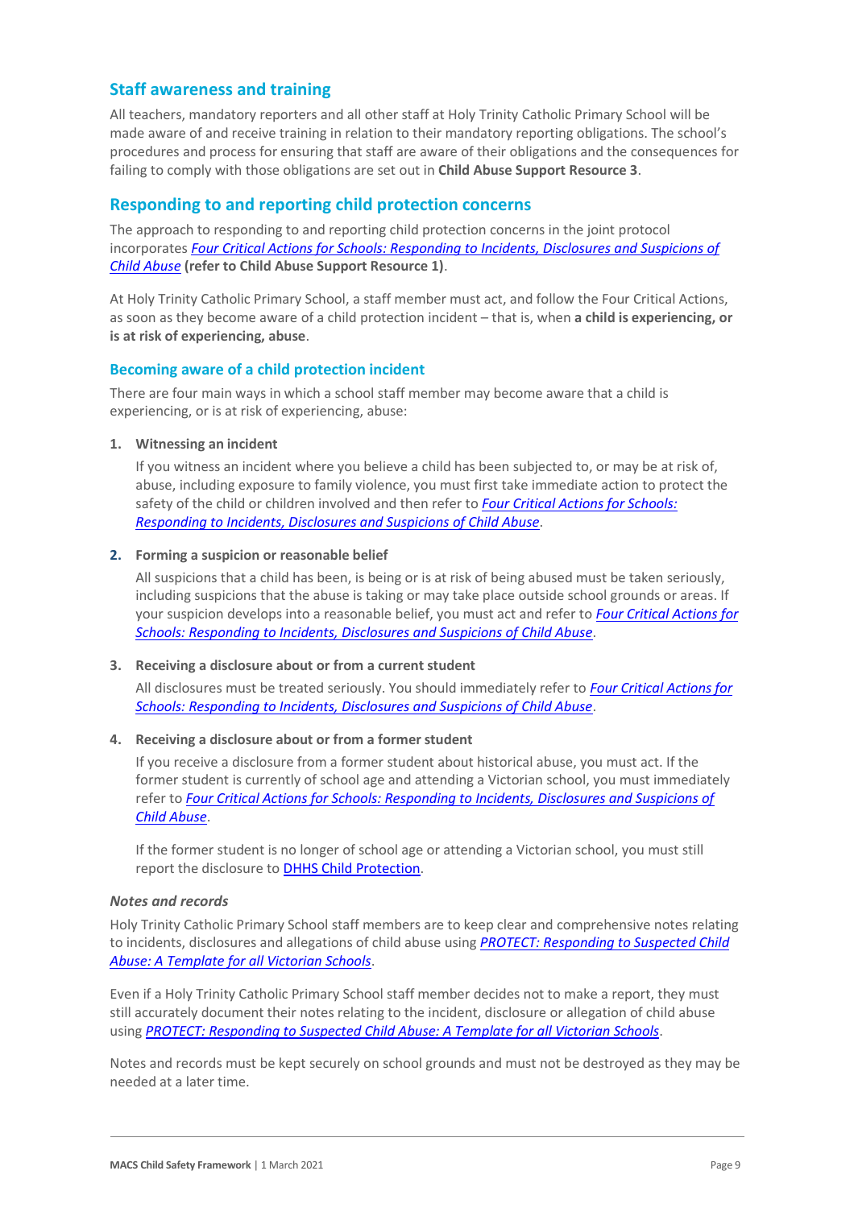## Staff awareness and training

All teachers, mandatory reporters and all other staff at Holy Trinity Catholic Primary School will be made aware of and receive training in relation to their mandatory reporting obligations. The school's procedures and process for ensuring that staff are aware of their obligations and the consequences for failing to comply with those obligations are set out in **Child Abuse Support Resource 3**.

## Responding to and reporting child protection concerns

The approach to responding to and reporting child protection concerns in the joint protocol incorporates *Four Critical Actions for Schools: Responding to Incidents, Disclosures and Suspicions of Child Abuse* **(refer to Child Abuse Support Resource 1)**.

At Holy Trinity Catholic Primary School, a staff member must act, and follow the Four Critical Actions, as soon as they become aware of a child protection incident – that is, when **a child is experiencing, or is at risk of experiencing, abuse**.

### Becoming aware of a child protection incident

There are four main ways in which a school staff member may become aware that a child is experiencing, or is at risk of experiencing, abuse:

1. **Witnessing an incident**

   If you witness an incident where you believe a child has been subjected to, or may be at risk of, abuse, including exposure to family violence, you must first take immediate action to protect the safety of the child or children involved and then refer to *Four Critical Actions for Schools: Responding to Incidents, Disclosures and Suspicions of Child Abuse*.

2. **Forming a suspicion or reasonable belief**

   All suspicions that a child has been, is being or is at risk of being abused must be taken seriously, including suspicions that the abuse is taking or may take place outside school grounds or areas. If your suspicion develops into a reasonable belief, you must act and refer to *Four Critical Actions for Schools: Responding to Incidents, Disclosures and Suspicions of Child Abuse*.

3. **Receiving a disclosure about or from a current student**

   All disclosures must be treated seriously. You should immediately refer to *Four Critical Actions for Schools: Responding to Incidents, Disclosures and Suspicions of Child Abuse*.

4. **Receiving a disclosure about or from a former student**

   If you receive a disclosure from a former student about historical abuse, you must act. If the former student is currently of school age and attending a Victorian school, you must immediately refer to *Four Critical Actions for Schools: Responding to Incidents, Disclosures and Suspicions of Child Abuse*.

   If the former student is no longer of school age or attending a Victorian school, you must still report the disclosure to DHHS Child Protection.

#### *Notes and records*

Holy Trinity Catholic Primary School staff members are to keep clear and comprehensive notes relating to incidents, disclosures and allegations of child abuse using *PROTECT: Responding to Suspected Child Abuse: A Template for all Victorian Schools*.

Even if a Holy Trinity Catholic Primary School staff member decides not to make a report, they must still accurately document their notes relating to the incident, disclosure or allegation of child abuse using *PROTECT: Responding to Suspected Child Abuse: A Template for all Victorian Schools*.

Notes and records must be kept securely on school grounds and must not be destroyed as they may be needed at a later time.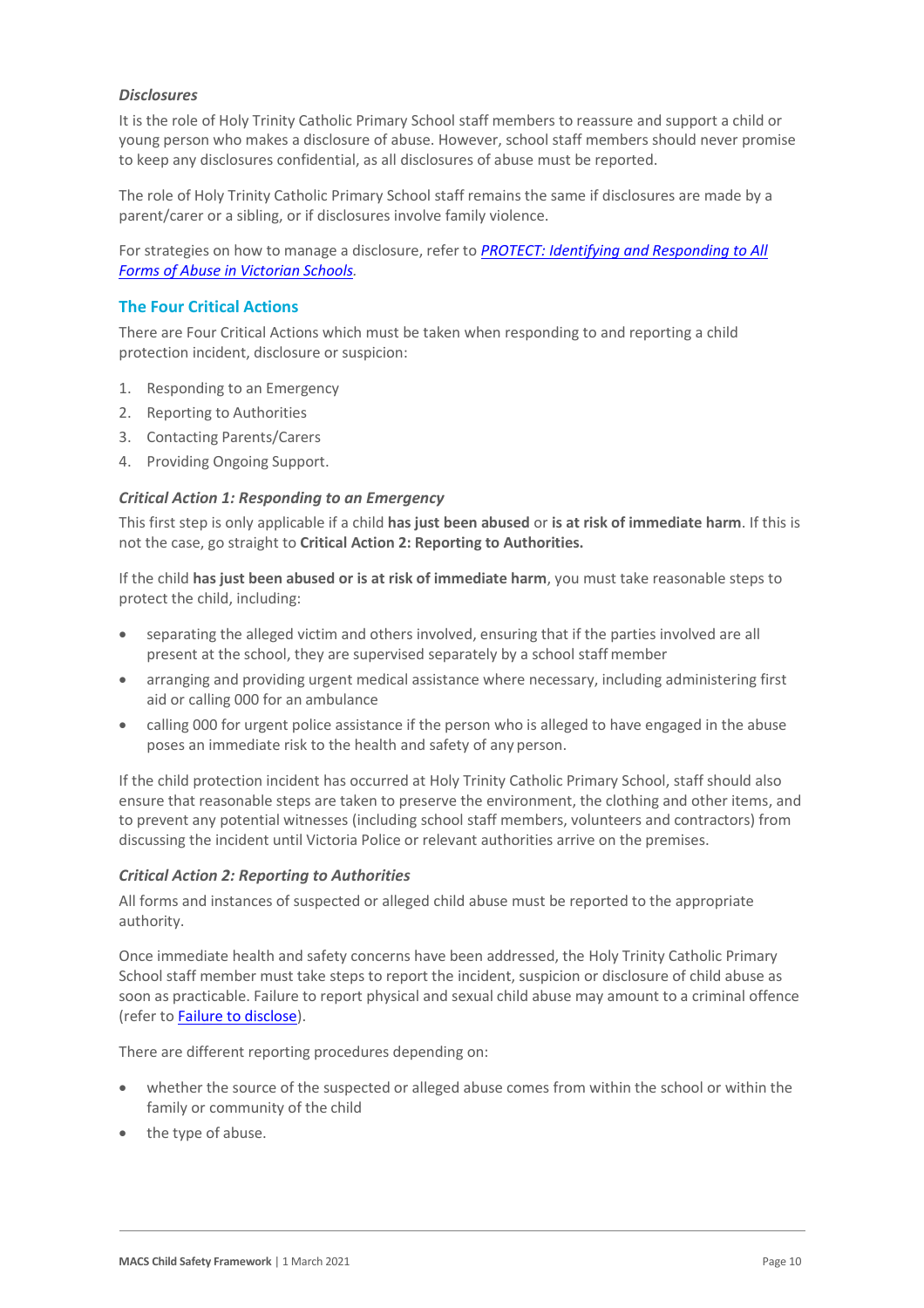*__Disclosures__*

It is the role of Holy Trinity Catholic Primary School staff members to reassure and support a child or young person who makes a disclosure of abuse. However, school staff members should never promise to keep any disclosures confidential, as all disclosures of abuse must be reported.

The role of Holy Trinity Catholic Primary School staff remains the same if disclosures are made by a parent/carer or a sibling, or if disclosures involve family violence.

For strategies on how to manage a disclosure, refer to *PROTECT: Identifying and Responding to All Forms of Abuse in Victorian Schools*.

## The Four Critical Actions

There are Four Critical Actions which must be taken when responding to and reporting a child protection incident, disclosure or suspicion:

1. Responding to an Emergency
2. Reporting to Authorities
3. Contacting Parents/Carers
4. Providing Ongoing Support.

### *Critical Action 1: Responding to an Emergency*

This first step is only applicable if a child **has just been abused** or **is at risk of immediate harm**. If this is not the case, go straight to **Critical Action 2: Reporting to Authorities.**

If the child **has just been abused or is at risk of immediate harm**, you must take reasonable steps to protect the child, including:

- separating the alleged victim and others involved, ensuring that if the parties involved are all present at the school, they are supervised separately by a school staff member
- arranging and providing urgent medical assistance where necessary, including administering first aid or calling 000 for an ambulance
- calling 000 for urgent police assistance if the person who is alleged to have engaged in the abuse poses an immediate risk to the health and safety of any person.

If the child protection incident has occurred at Holy Trinity Catholic Primary School, staff should also ensure that reasonable steps are taken to preserve the environment, the clothing and other items, and to prevent any potential witnesses (including school staff members, volunteers and contractors) from discussing the incident until Victoria Police or relevant authorities arrive on the premises.

### *Critical Action 2: Reporting to Authorities*

All forms and instances of suspected or alleged child abuse must be reported to the appropriate authority.

Once immediate health and safety concerns have been addressed, the Holy Trinity Catholic Primary School staff member must take steps to report the incident, suspicion or disclosure of child abuse as soon as practicable. Failure to report physical and sexual child abuse may amount to a criminal offence (refer to Failure to disclose).

There are different reporting procedures depending on:

- whether the source of the suspected or alleged abuse comes from within the school or within the family or community of the child
- the type of abuse.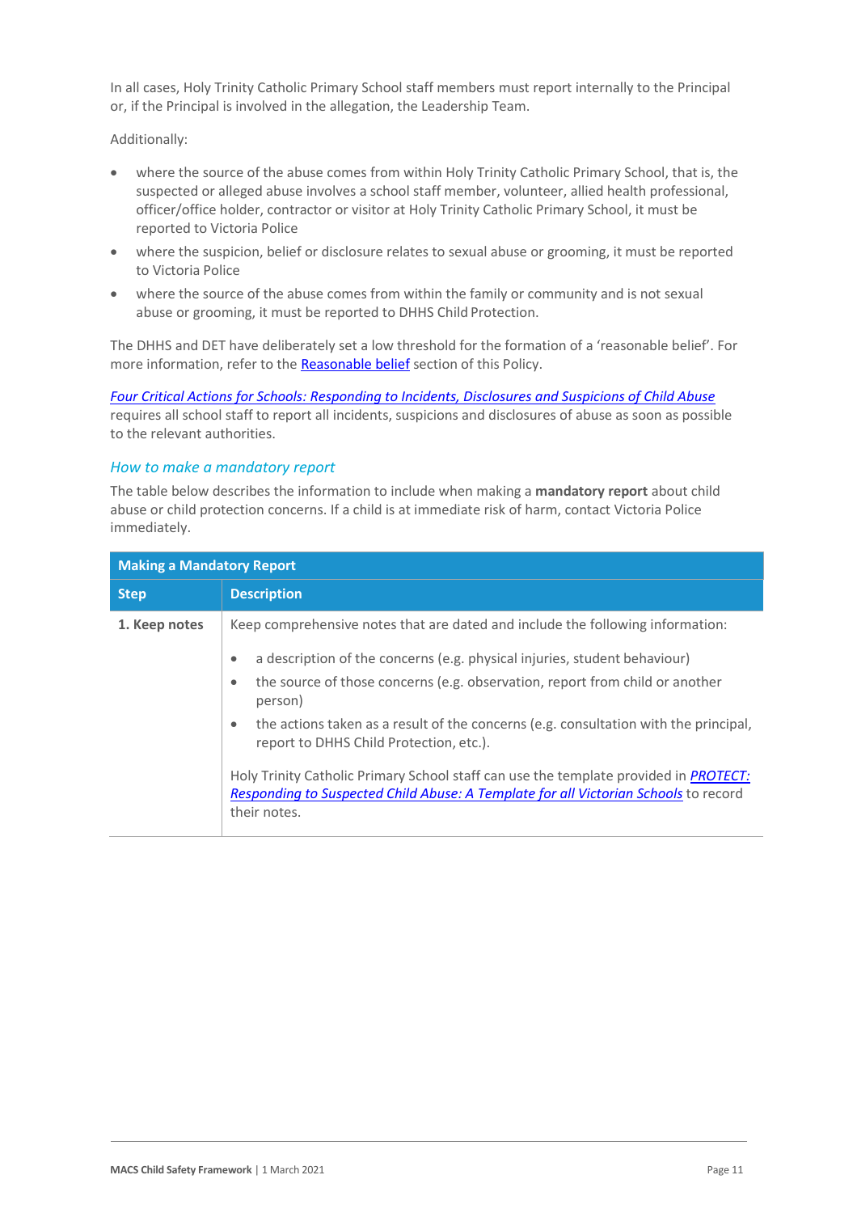In all cases, Holy Trinity Catholic Primary School staff members must report internally to the Principal or, if the Principal is involved in the allegation, the Leadership Team.

Additionally:

- where the source of the abuse comes from within Holy Trinity Catholic Primary School, that is, the suspected or alleged abuse involves a school staff member, volunteer, allied health professional, officer/office holder, contractor or visitor at Holy Trinity Catholic Primary School, it must be reported to Victoria Police
- where the suspicion, belief or disclosure relates to sexual abuse or grooming, it must be reported to Victoria Police
- where the source of the abuse comes from within the family or community and is not sexual abuse or grooming, it must be reported to DHHS Child Protection.

The DHHS and DET have deliberately set a low threshold for the formation of a 'reasonable belief'. For more information, refer to the Reasonable belief section of this Policy.

*Four Critical Actions for Schools: Responding to Incidents, Disclosures and Suspicions of Child Abuse* requires all school staff to report all incidents, suspicions and disclosures of abuse as soon as possible to the relevant authorities.

### *How to make a mandatory report*

The table below describes the information to include when making a **mandatory report** about child abuse or child protection concerns. If a child is at immediate risk of harm, contact Victoria Police immediately.

| **Making a Mandatory Report** | |
|---|---|
| **Step** | **Description** |
| **1. Keep notes** | Keep comprehensive notes that are dated and include the following information:<br>• a description of the concerns (e.g. physical injuries, student behaviour)<br>• the source of those concerns (e.g. observation, report from child or another person)<br>• the actions taken as a result of the concerns (e.g. consultation with the principal, report to DHHS Child Protection, etc.).<br><br>Holy Trinity Catholic Primary School staff can use the template provided in *PROTECT: Responding to Suspected Child Abuse: A Template for all Victorian Schools* to record their notes. |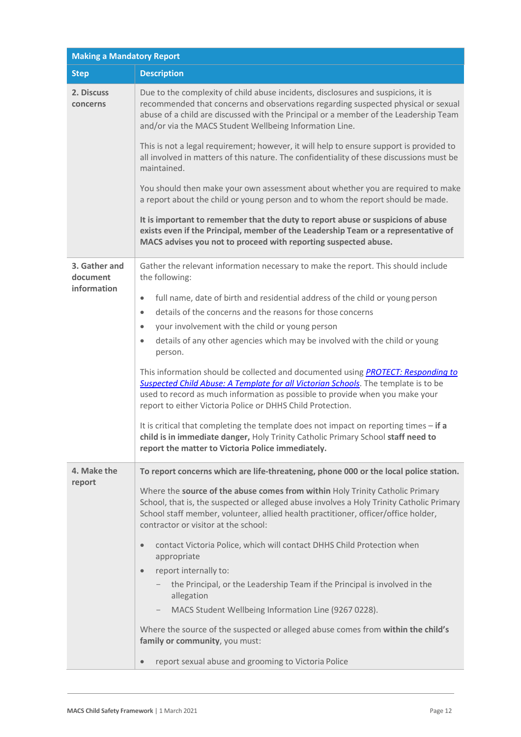| Making a Mandatory Report | |
|---|---|
| **Step** | **Description** |
| **2. Discuss concerns** | Due to the complexity of child abuse incidents, disclosures and suspicions, it is recommended that concerns and observations regarding suspected physical or sexual abuse of a child are discussed with the Principal or a member of the Leadership Team and/or via the MACS Student Wellbeing Information Line.<br><br>This is not a legal requirement; however, it will help to ensure support is provided to all involved in matters of this nature. The confidentiality of these discussions must be maintained.<br><br>You should then make your own assessment about whether you are required to make a report about the child or young person and to whom the report should be made.<br><br>**It is important to remember that the duty to report abuse or suspicions of abuse exists even if the Principal, member of the Leadership Team or a representative of MACS advises you not to proceed with reporting suspected abuse.** |
| **3. Gather and document information** | Gather the relevant information necessary to make the report. This should include the following:<br><br>• full name, date of birth and residential address of the child or young person<br>• details of the concerns and the reasons for those concerns<br>• your involvement with the child or young person<br>• details of any other agencies which may be involved with the child or young person.<br><br>This information should be collected and documented using *PROTECT: Responding to Suspected Child Abuse: A Template for all Victorian Schools*. The template is to be used to record as much information as possible to provide when you make your report to either Victoria Police or DHHS Child Protection.<br><br>It is critical that completing the template does not impact on reporting times – **if a child is in immediate danger,** Holy Trinity Catholic Primary School **staff need to report the matter to Victoria Police immediately.** |
| **4. Make the report** | **To report concerns which are life-threatening, phone 000 or the local police station.**<br><br>Where the **source of the abuse comes from within** Holy Trinity Catholic Primary School, that is, the suspected or alleged abuse involves a Holy Trinity Catholic Primary School staff member, volunteer, allied health practitioner, officer/office holder, contractor or visitor at the school:<br><br>• contact Victoria Police, which will contact DHHS Child Protection when appropriate<br>• report internally to:<br>&nbsp;&nbsp;&nbsp;– the Principal, or the Leadership Team if the Principal is involved in the allegation<br>&nbsp;&nbsp;&nbsp;– MACS Student Wellbeing Information Line (9267 0228).<br><br>Where the source of the suspected or alleged abuse comes from **within the child's family or community**, you must:<br><br>• report sexual abuse and grooming to Victoria Police |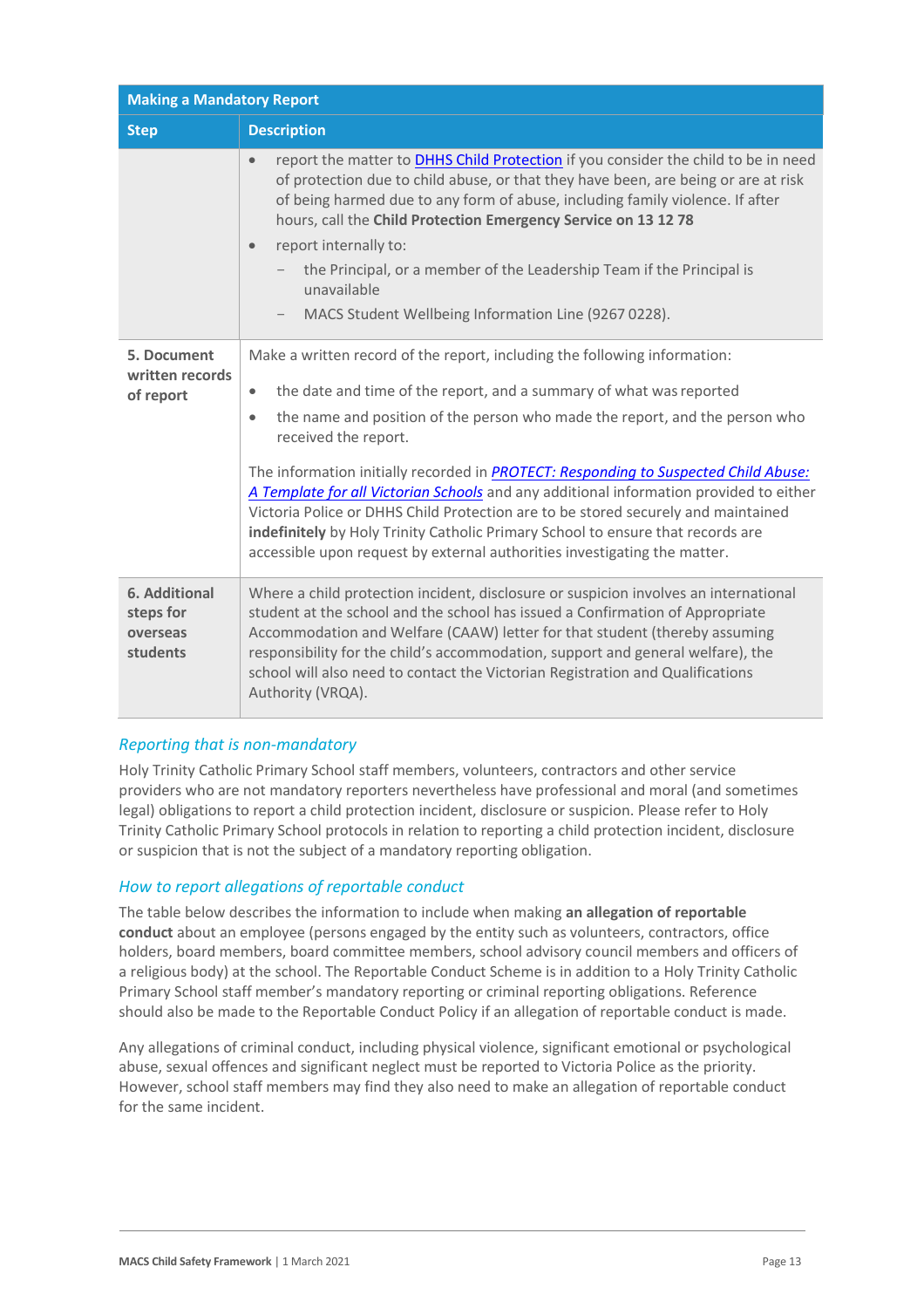| Making a Mandatory Report | |
|---|---|
| **Step** | **Description** |
| | • report the matter to DHHS Child Protection if you consider the child to be in need of protection due to child abuse, or that they have been, are being or are at risk of being harmed due to any form of abuse, including family violence. If after hours, call the **Child Protection Emergency Service on 13 12 78**<br>• report internally to:<br>  – the Principal, or a member of the Leadership Team if the Principal is unavailable<br>  – MACS Student Wellbeing Information Line (9267 0228). |
| **5. Document written records of report** | Make a written record of the report, including the following information:<br>• the date and time of the report, and a summary of what was reported<br>• the name and position of the person who made the report, and the person who received the report.<br><br>The information initially recorded in *PROTECT: Responding to Suspected Child Abuse: A Template for all Victorian Schools* and any additional information provided to either Victoria Police or DHHS Child Protection are to be stored securely and maintained **indefinitely** by Holy Trinity Catholic Primary School to ensure that records are accessible upon request by external authorities investigating the matter. |
| **6. Additional steps for overseas students** | Where a child protection incident, disclosure or suspicion involves an international student at the school and the school has issued a Confirmation of Appropriate Accommodation and Welfare (CAAW) letter for that student (thereby assuming responsibility for the child's accommodation, support and general welfare), the school will also need to contact the Victorian Registration and Qualifications Authority (VRQA). |

### *Reporting that is non-mandatory*

Holy Trinity Catholic Primary School staff members, volunteers, contractors and other service providers who are not mandatory reporters nevertheless have professional and moral (and sometimes legal) obligations to report a child protection incident, disclosure or suspicion. Please refer to Holy Trinity Catholic Primary School protocols in relation to reporting a child protection incident, disclosure or suspicion that is not the subject of a mandatory reporting obligation.

### *How to report allegations of reportable conduct*

The table below describes the information to include when making **an allegation of reportable conduct** about an employee (persons engaged by the entity such as volunteers, contractors, office holders, board members, board committee members, school advisory council members and officers of a religious body) at the school. The Reportable Conduct Scheme is in addition to a Holy Trinity Catholic Primary School staff member's mandatory reporting or criminal reporting obligations. Reference should also be made to the Reportable Conduct Policy if an allegation of reportable conduct is made.

Any allegations of criminal conduct, including physical violence, significant emotional or psychological abuse, sexual offences and significant neglect must be reported to Victoria Police as the priority. However, school staff members may find they also need to make an allegation of reportable conduct for the same incident.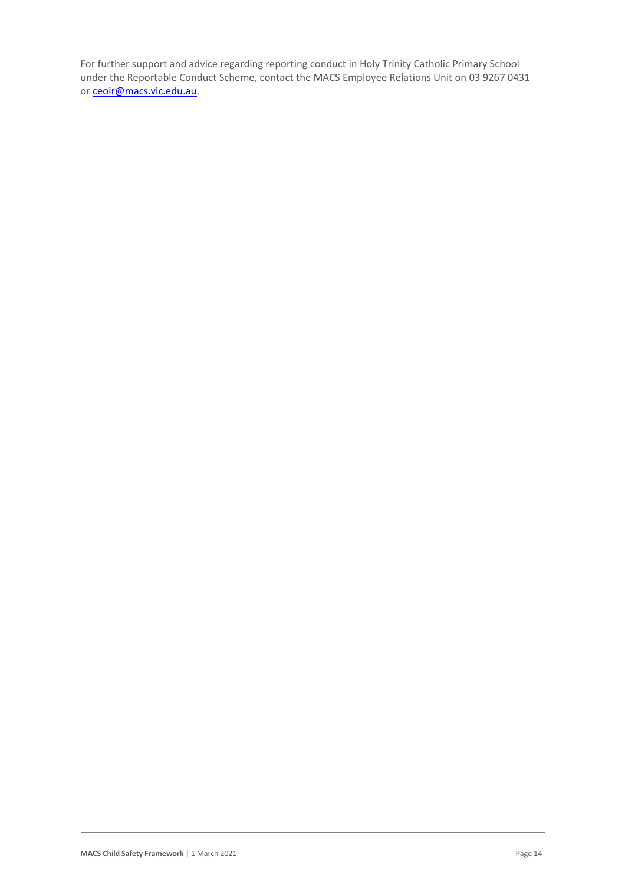For further support and advice regarding reporting conduct in Holy Trinity Catholic Primary School under the Reportable Conduct Scheme, contact the MACS Employee Relations Unit on 03 9267 0431 or [ceoir@macs.vic.edu.au](mailto:ceoir@macs.vic.edu.au).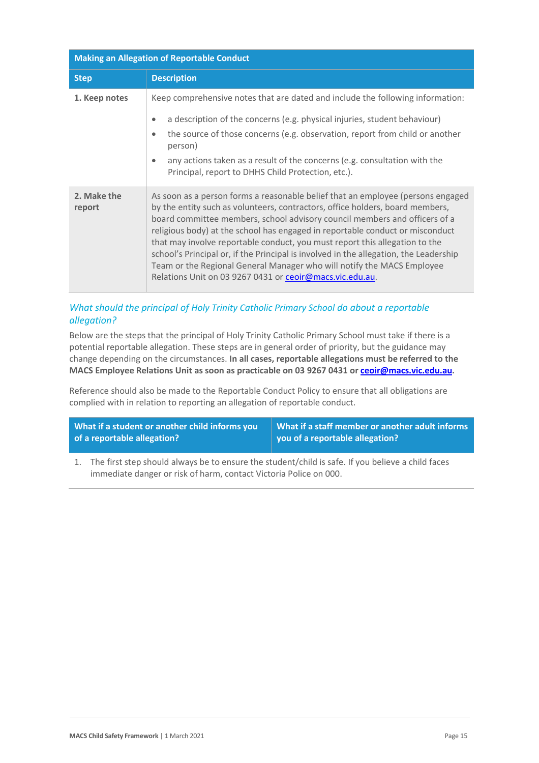| Making an Allegation of Reportable Conduct | |
|---|---|
| **Step** | **Description** |
| **1. Keep notes** | Keep comprehensive notes that are dated and include the following information:<br>• a description of the concerns (e.g. physical injuries, student behaviour)<br>• the source of those concerns (e.g. observation, report from child or another person)<br>• any actions taken as a result of the concerns (e.g. consultation with the Principal, report to DHHS Child Protection, etc.). |
| **2. Make the report** | As soon as a person forms a reasonable belief that an employee (persons engaged by the entity such as volunteers, contractors, office holders, board members, board committee members, school advisory council members and officers of a religious body) at the school has engaged in reportable conduct or misconduct that may involve reportable conduct, you must report this allegation to the school's Principal or, if the Principal is involved in the allegation, the Leadership Team or the Regional General Manager who will notify the MACS Employee Relations Unit on 03 9267 0431 or ceoir@macs.vic.edu.au. |

### *What should the principal of Holy Trinity Catholic Primary School do about a reportable allegation?*

Below are the steps that the principal of Holy Trinity Catholic Primary School must take if there is a potential reportable allegation. These steps are in general order of priority, but the guidance may change depending on the circumstances. **In all cases, reportable allegations must be referred to the MACS Employee Relations Unit as soon as practicable on 03 9267 0431 or ceoir@macs.vic.edu.au.**

Reference should also be made to the Reportable Conduct Policy to ensure that all obligations are complied with in relation to reporting an allegation of reportable conduct.

| What if a student or another child informs you of a reportable allegation? | What if a staff member or another adult informs you of a reportable allegation? |
|---|---|
| 1. The first step should always be to ensure the student/child is safe. If you believe a child faces immediate danger or risk of harm, contact Victoria Police on 000. | |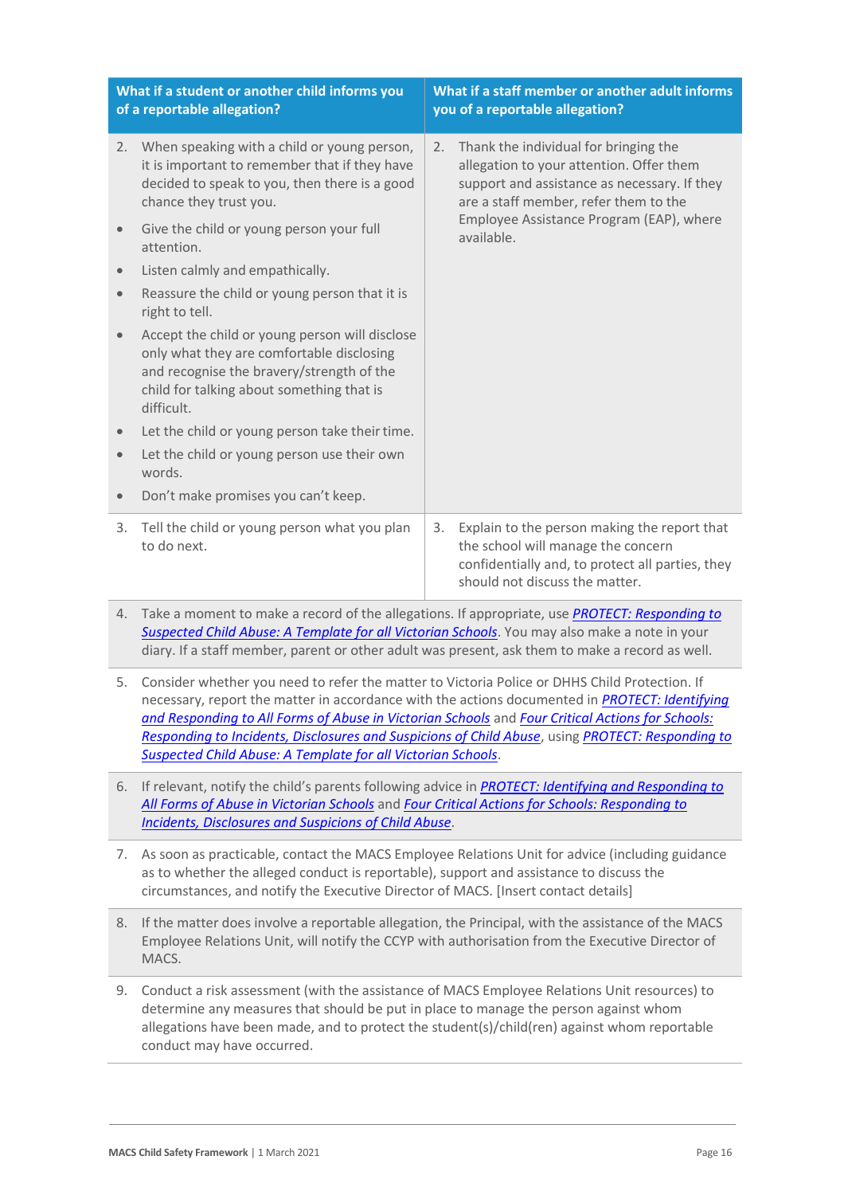| What if a student or another child informs you of a reportable allegation? | What if a staff member or another adult informs you of a reportable allegation? |
| --- | --- |
| 2. When speaking with a child or young person, it is important to remember that if they have decided to speak to you, then there is a good chance they trust you.<br>• Give the child or young person your full attention.<br>• Listen calmly and empathically.<br>• Reassure the child or young person that it is right to tell.<br>• Accept the child or young person will disclose only what they are comfortable disclosing and recognise the bravery/strength of the child for talking about something that is difficult.<br>• Let the child or young person take their time.<br>• Let the child or young person use their own words.<br>• Don't make promises you can't keep. | 2. Thank the individual for bringing the allegation to your attention. Offer them support and assistance as necessary. If they are a staff member, refer them to the Employee Assistance Program (EAP), where available. |
| 3. Tell the child or young person what you plan to do next. | 3. Explain to the person making the report that the school will manage the concern confidentially and, to protect all parties, they should not discuss the matter. |
| 4. Take a moment to make a record of the allegations. If appropriate, use *PROTECT: Responding to Suspected Child Abuse: A Template for all Victorian Schools*. You may also make a note in your diary. If a staff member, parent or other adult was present, ask them to make a record as well. | |
| 5. Consider whether you need to refer the matter to Victoria Police or DHHS Child Protection. If necessary, report the matter in accordance with the actions documented in *PROTECT: Identifying and Responding to All Forms of Abuse in Victorian Schools* and *Four Critical Actions for Schools: Responding to Incidents, Disclosures and Suspicions of Child Abuse*, using *PROTECT: Responding to Suspected Child Abuse: A Template for all Victorian Schools*. | |
| 6. If relevant, notify the child's parents following advice in *PROTECT: Identifying and Responding to All Forms of Abuse in Victorian Schools* and *Four Critical Actions for Schools: Responding to Incidents, Disclosures and Suspicions of Child Abuse*. | |
| 7. As soon as practicable, contact the MACS Employee Relations Unit for advice (including guidance as to whether the alleged conduct is reportable), support and assistance to discuss the circumstances, and notify the Executive Director of MACS. [Insert contact details] | |
| 8. If the matter does involve a reportable allegation, the Principal, with the assistance of the MACS Employee Relations Unit, will notify the CCYP with authorisation from the Executive Director of MACS. | |
| 9. Conduct a risk assessment (with the assistance of MACS Employee Relations Unit resources) to determine any measures that should be put in place to manage the person against whom allegations have been made, and to protect the student(s)/child(ren) against whom reportable conduct may have occurred. | |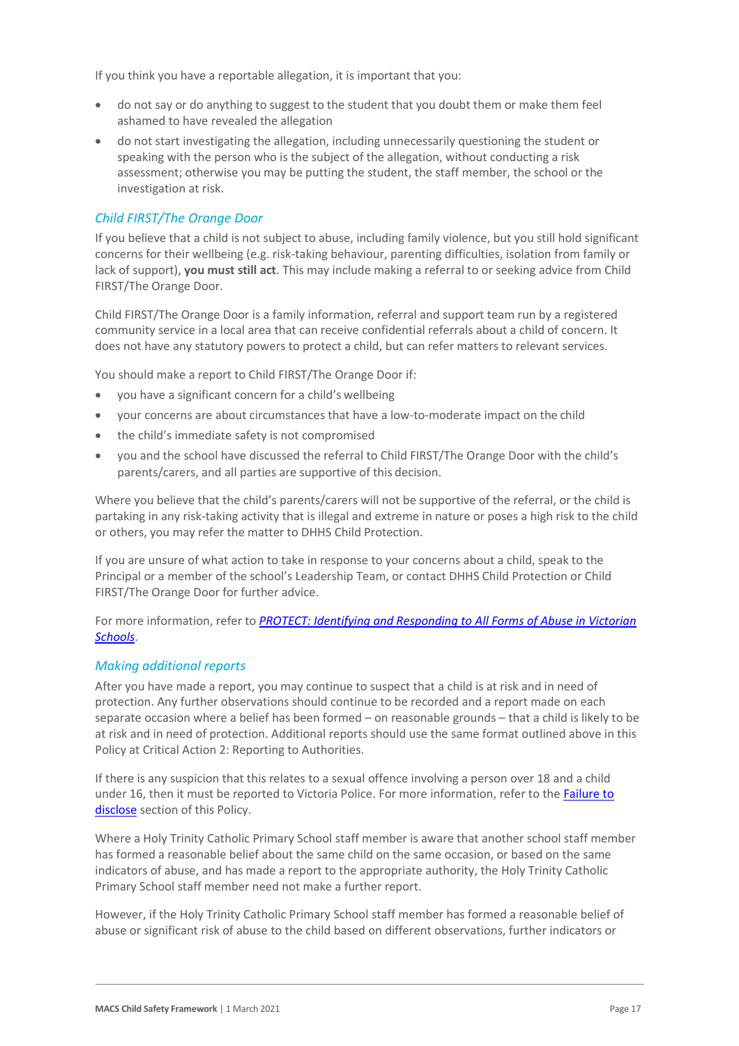If you think you have a reportable allegation, it is important that you:

- do not say or do anything to suggest to the student that you doubt them or make them feel ashamed to have revealed the allegation
- do not start investigating the allegation, including unnecessarily questioning the student or speaking with the person who is the subject of the allegation, without conducting a risk assessment; otherwise you may be putting the student, the staff member, the school or the investigation at risk.

### *Child FIRST/The Orange Door*

If you believe that a child is not subject to abuse, including family violence, but you still hold significant concerns for their wellbeing (e.g. risk-taking behaviour, parenting difficulties, isolation from family or lack of support), **you must still act**. This may include making a referral to or seeking advice from Child FIRST/The Orange Door.

Child FIRST/The Orange Door is a family information, referral and support team run by a registered community service in a local area that can receive confidential referrals about a child of concern. It does not have any statutory powers to protect a child, but can refer matters to relevant services.

You should make a report to Child FIRST/The Orange Door if:

- you have a significant concern for a child's wellbeing
- your concerns are about circumstances that have a low-to-moderate impact on the child
- the child's immediate safety is not compromised
- you and the school have discussed the referral to Child FIRST/The Orange Door with the child's parents/carers, and all parties are supportive of this decision.

Where you believe that the child's parents/carers will not be supportive of the referral, or the child is partaking in any risk-taking activity that is illegal and extreme in nature or poses a high risk to the child or others, you may refer the matter to DHHS Child Protection.

If you are unsure of what action to take in response to your concerns about a child, speak to the Principal or a member of the school's Leadership Team, or contact DHHS Child Protection or Child FIRST/The Orange Door for further advice.

For more information, refer to ***PROTECT: Identifying and Responding to All Forms of Abuse in Victorian Schools***.

### *Making additional reports*

After you have made a report, you may continue to suspect that a child is at risk and in need of protection. Any further observations should continue to be recorded and a report made on each separate occasion where a belief has been formed – on reasonable grounds – that a child is likely to be at risk and in need of protection. Additional reports should use the same format outlined above in this Policy at Critical Action 2: Reporting to Authorities.

If there is any suspicion that this relates to a sexual offence involving a person over 18 and a child under 16, then it must be reported to Victoria Police. For more information, refer to the Failure to disclose section of this Policy.

Where a Holy Trinity Catholic Primary School staff member is aware that another school staff member has formed a reasonable belief about the same child on the same occasion, or based on the same indicators of abuse, and has made a report to the appropriate authority, the Holy Trinity Catholic Primary School staff member need not make a further report.

However, if the Holy Trinity Catholic Primary School staff member has formed a reasonable belief of abuse or significant risk of abuse to the child based on different observations, further indicators or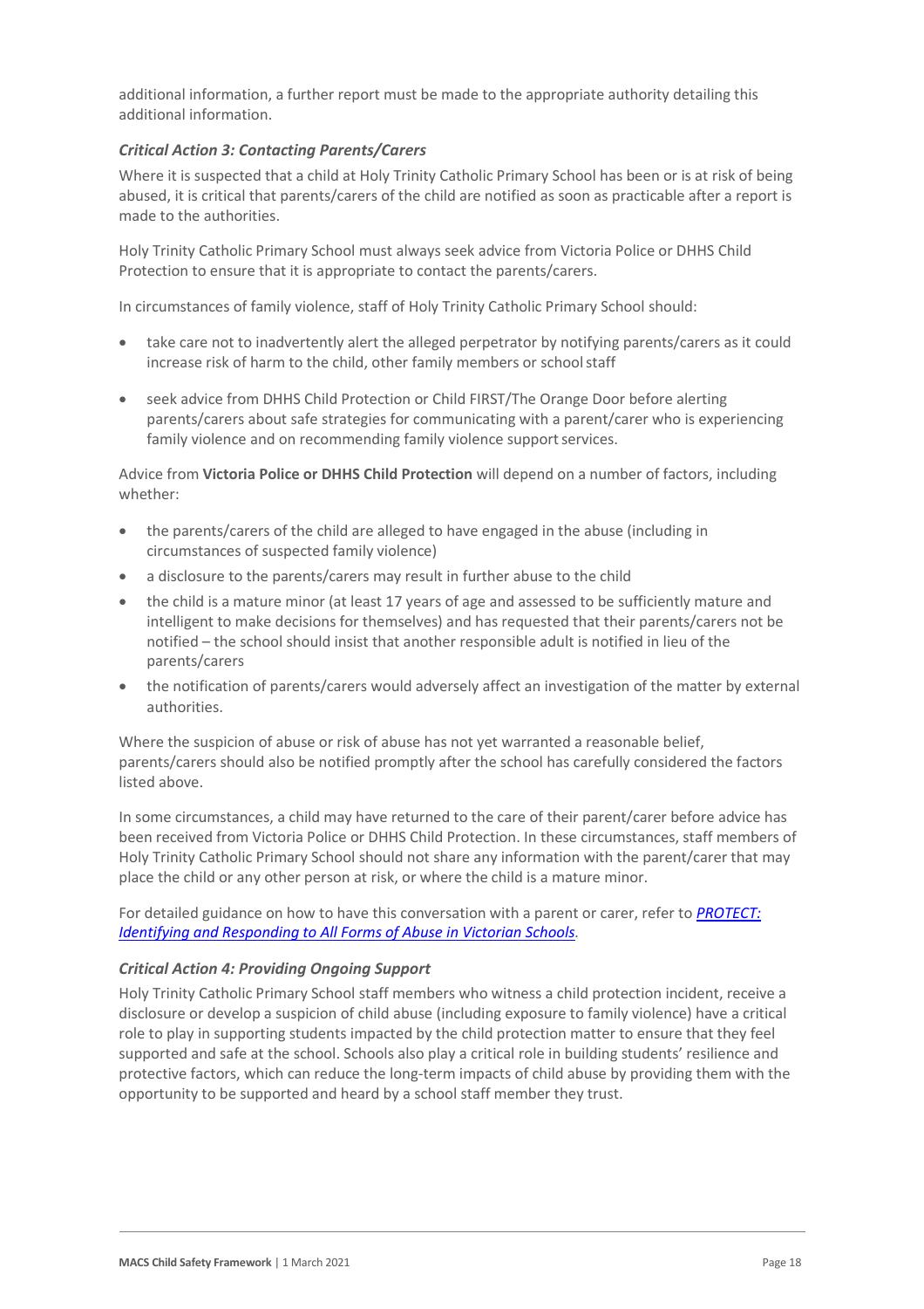additional information, a further report must be made to the appropriate authority detailing this additional information.

### *Critical Action 3: Contacting Parents/Carers*

Where it is suspected that a child at Holy Trinity Catholic Primary School has been or is at risk of being abused, it is critical that parents/carers of the child are notified as soon as practicable after a report is made to the authorities.

Holy Trinity Catholic Primary School must always seek advice from Victoria Police or DHHS Child Protection to ensure that it is appropriate to contact the parents/carers.

In circumstances of family violence, staff of Holy Trinity Catholic Primary School should:

- take care not to inadvertently alert the alleged perpetrator by notifying parents/carers as it could increase risk of harm to the child, other family members or school staff
- seek advice from DHHS Child Protection or Child FIRST/The Orange Door before alerting parents/carers about safe strategies for communicating with a parent/carer who is experiencing family violence and on recommending family violence support services.

Advice from **Victoria Police or DHHS Child Protection** will depend on a number of factors, including whether:

- the parents/carers of the child are alleged to have engaged in the abuse (including in circumstances of suspected family violence)
- a disclosure to the parents/carers may result in further abuse to the child
- the child is a mature minor (at least 17 years of age and assessed to be sufficiently mature and intelligent to make decisions for themselves) and has requested that their parents/carers not be notified – the school should insist that another responsible adult is notified in lieu of the parents/carers
- the notification of parents/carers would adversely affect an investigation of the matter by external authorities.

Where the suspicion of abuse or risk of abuse has not yet warranted a reasonable belief, parents/carers should also be notified promptly after the school has carefully considered the factors listed above.

In some circumstances, a child may have returned to the care of their parent/carer before advice has been received from Victoria Police or DHHS Child Protection. In these circumstances, staff members of Holy Trinity Catholic Primary School should not share any information with the parent/carer that may place the child or any other person at risk, or where the child is a mature minor.

For detailed guidance on how to have this conversation with a parent or carer, refer to *PROTECT: Identifying and Responding to All Forms of Abuse in Victorian Schools*.

### *Critical Action 4: Providing Ongoing Support*

Holy Trinity Catholic Primary School staff members who witness a child protection incident, receive a disclosure or develop a suspicion of child abuse (including exposure to family violence) have a critical role to play in supporting students impacted by the child protection matter to ensure that they feel supported and safe at the school. Schools also play a critical role in building students' resilience and protective factors, which can reduce the long-term impacts of child abuse by providing them with the opportunity to be supported and heard by a school staff member they trust.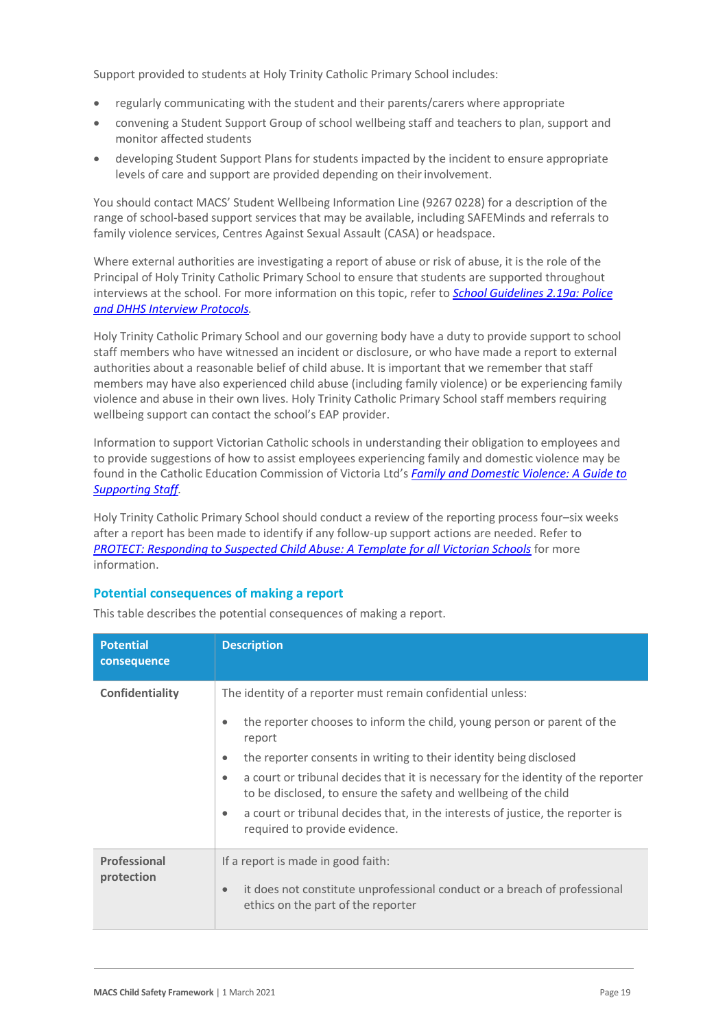Support provided to students at Holy Trinity Catholic Primary School includes:

- regularly communicating with the student and their parents/carers where appropriate
- convening a Student Support Group of school wellbeing staff and teachers to plan, support and monitor affected students
- developing Student Support Plans for students impacted by the incident to ensure appropriate levels of care and support are provided depending on their involvement.

You should contact MACS' Student Wellbeing Information Line (9267 0228) for a description of the range of school-based support services that may be available, including SAFEMinds and referrals to family violence services, Centres Against Sexual Assault (CASA) or headspace.

Where external authorities are investigating a report of abuse or risk of abuse, it is the role of the Principal of Holy Trinity Catholic Primary School to ensure that students are supported throughout interviews at the school. For more information on this topic, refer to *School Guidelines 2.19a: Police and DHHS Interview Protocols*.

Holy Trinity Catholic Primary School and our governing body have a duty to provide support to school staff members who have witnessed an incident or disclosure, or who have made a report to external authorities about a reasonable belief of child abuse. It is important that we remember that staff members may have also experienced child abuse (including family violence) or be experiencing family violence and abuse in their own lives. Holy Trinity Catholic Primary School staff members requiring wellbeing support can contact the school's EAP provider.

Information to support Victorian Catholic schools in understanding their obligation to employees and to provide suggestions of how to assist employees experiencing family and domestic violence may be found in the Catholic Education Commission of Victoria Ltd's *Family and Domestic Violence: A Guide to Supporting Staff*.

Holy Trinity Catholic Primary School should conduct a review of the reporting process four–six weeks after a report has been made to identify if any follow-up support actions are needed. Refer to *PROTECT: Responding to Suspected Child Abuse: A Template for all Victorian Schools* for more information.

### Potential consequences of making a report

This table describes the potential consequences of making a report.

| Potential consequence | Description |
|---|---|
| **Confidentiality** | The identity of a reporter must remain confidential unless:<br>• the reporter chooses to inform the child, young person or parent of the report<br>• the reporter consents in writing to their identity being disclosed<br>• a court or tribunal decides that it is necessary for the identity of the reporter to be disclosed, to ensure the safety and wellbeing of the child<br>• a court or tribunal decides that, in the interests of justice, the reporter is required to provide evidence. |
| **Professional protection** | If a report is made in good faith:<br>• it does not constitute unprofessional conduct or a breach of professional ethics on the part of the reporter |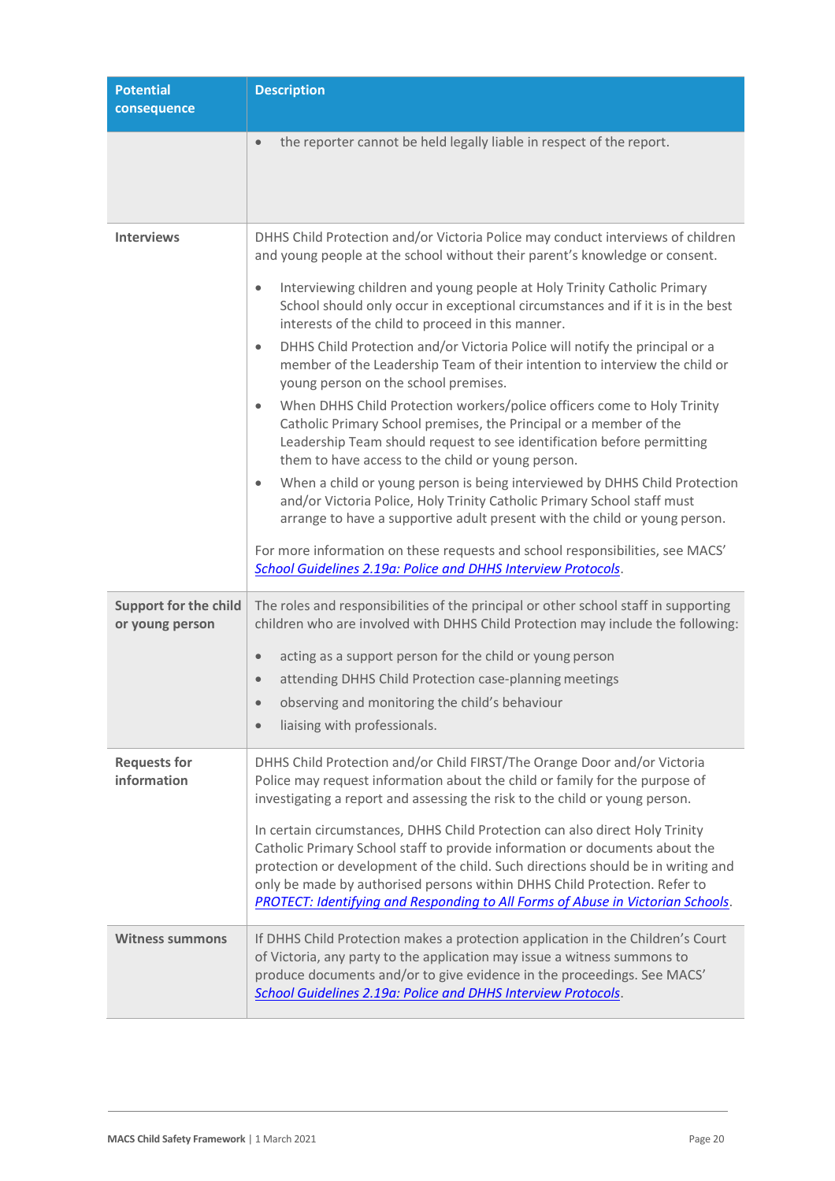| Potential consequence | Description |
|---|---|
| | • the reporter cannot be held legally liable in respect of the report. |
| **Interviews** | DHHS Child Protection and/or Victoria Police may conduct interviews of children and young people at the school without their parent's knowledge or consent.<br><br>• Interviewing children and young people at Holy Trinity Catholic Primary School should only occur in exceptional circumstances and if it is in the best interests of the child to proceed in this manner.<br>• DHHS Child Protection and/or Victoria Police will notify the principal or a member of the Leadership Team of their intention to interview the child or young person on the school premises.<br>• When DHHS Child Protection workers/police officers come to Holy Trinity Catholic Primary School premises, the Principal or a member of the Leadership Team should request to see identification before permitting them to have access to the child or young person.<br>• When a child or young person is being interviewed by DHHS Child Protection and/or Victoria Police, Holy Trinity Catholic Primary School staff must arrange to have a supportive adult present with the child or young person.<br><br>For more information on these requests and school responsibilities, see MACS' *School Guidelines 2.19a: Police and DHHS Interview Protocols*. |
| **Support for the child or young person** | The roles and responsibilities of the principal or other school staff in supporting children who are involved with DHHS Child Protection may include the following:<br><br>• acting as a support person for the child or young person<br>• attending DHHS Child Protection case-planning meetings<br>• observing and monitoring the child's behaviour<br>• liaising with professionals. |
| **Requests for information** | DHHS Child Protection and/or Child FIRST/The Orange Door and/or Victoria Police may request information about the child or family for the purpose of investigating a report and assessing the risk to the child or young person.<br><br>In certain circumstances, DHHS Child Protection can also direct Holy Trinity Catholic Primary School staff to provide information or documents about the protection or development of the child. Such directions should be in writing and only be made by authorised persons within DHHS Child Protection. Refer to *PROTECT: Identifying and Responding to All Forms of Abuse in Victorian Schools*. |
| **Witness summons** | If DHHS Child Protection makes a protection application in the Children's Court of Victoria, any party to the application may issue a witness summons to produce documents and/or to give evidence in the proceedings. See MACS' *School Guidelines 2.19a: Police and DHHS Interview Protocols*. |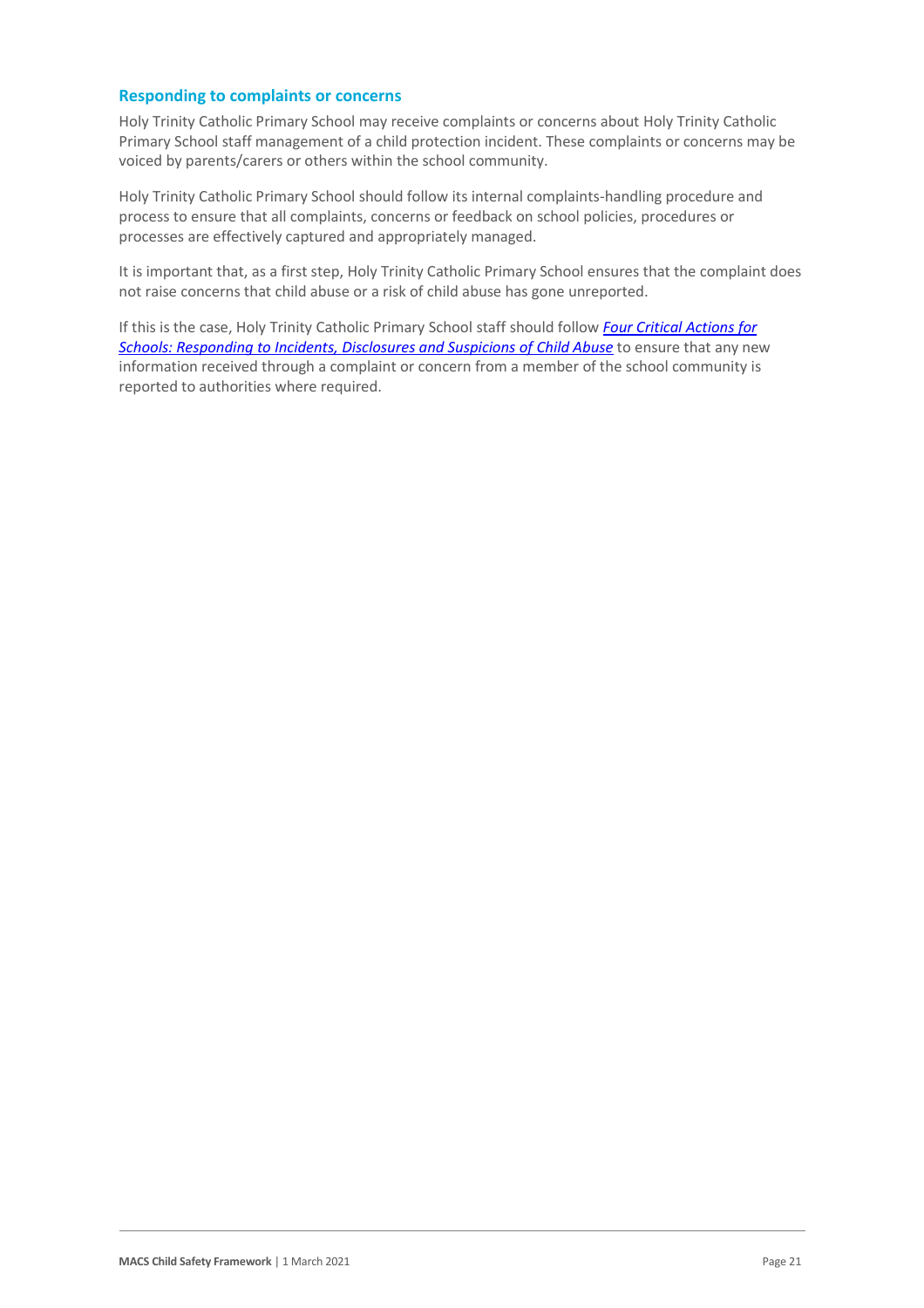### Responding to complaints or concerns

Holy Trinity Catholic Primary School may receive complaints or concerns about Holy Trinity Catholic Primary School staff management of a child protection incident. These complaints or concerns may be voiced by parents/carers or others within the school community.

Holy Trinity Catholic Primary School should follow its internal complaints-handling procedure and process to ensure that all complaints, concerns or feedback on school policies, procedures or processes are effectively captured and appropriately managed.

It is important that, as a first step, Holy Trinity Catholic Primary School ensures that the complaint does not raise concerns that child abuse or a risk of child abuse has gone unreported.

If this is the case, Holy Trinity Catholic Primary School staff should follow *Four Critical Actions for Schools: Responding to Incidents, Disclosures and Suspicions of Child Abuse* to ensure that any new information received through a complaint or concern from a member of the school community is reported to authorities where required.